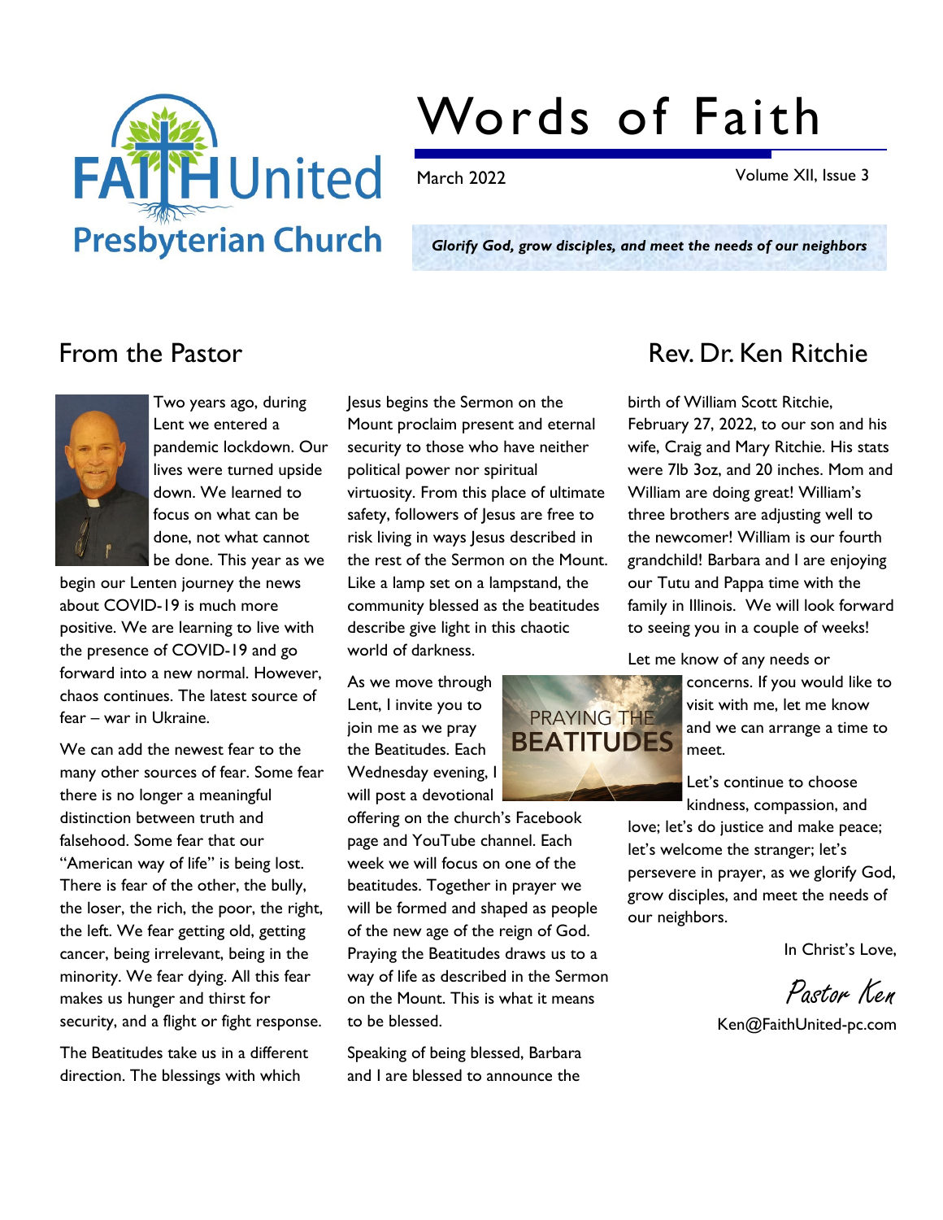# Words of Faith

March 2022 Volume XII, Issue 3

***Glorify God, grow disciples, and meet the needs of our neighbors***

## From the Pastor

## Rev. Dr. Ken Ritchie

Two years ago, during Lent we entered a pandemic lockdown. Our lives were turned upside down. We learned to focus on what can be done, not what cannot be done. This year as we begin our Lenten journey the news about COVID-19 is much more positive. We are learning to live with the presence of COVID-19 and go forward into a new normal. However, chaos continues. The latest source of fear – war in Ukraine.

We can add the newest fear to the many other sources of fear. Some fear there is no longer a meaningful distinction between truth and falsehood. Some fear that our "American way of life" is being lost. There is fear of the other, the bully, the loser, the rich, the poor, the right, the left. We fear getting old, getting cancer, being irrelevant, being in the minority. We fear dying. All this fear makes us hunger and thirst for security, and a flight or fight response.

The Beatitudes take us in a different direction. The blessings with which Jesus begins the Sermon on the Mount proclaim present and eternal security to those who have neither political power nor spiritual virtuosity. From this place of ultimate safety, followers of Jesus are free to risk living in ways Jesus described in the rest of the Sermon on the Mount. Like a lamp set on a lampstand, the community blessed as the beatitudes describe give light in this chaotic world of darkness.

As we move through Lent, I invite you to join me as we pray the Beatitudes. Each Wednesday evening, I will post a devotional offering on the church's Facebook page and YouTube channel. Each week we will focus on one of the beatitudes. Together in prayer we will be formed and shaped as people of the new age of the reign of God. Praying the Beatitudes draws us to a way of life as described in the Sermon on the Mount. This is what it means to be blessed.

Speaking of being blessed, Barbara and I are blessed to announce the birth of William Scott Ritchie, February 27, 2022, to our son and his wife, Craig and Mary Ritchie. His stats were 7lb 3oz, and 20 inches. Mom and William are doing great! William's three brothers are adjusting well to the newcomer! William is our fourth grandchild! Barbara and I are enjoying our Tutu and Pappa time with the family in Illinois. We will look forward to seeing you in a couple of weeks!

Let me know of any needs or concerns. If you would like to visit with me, let me know and we can arrange a time to meet.

Let's continue to choose kindness, compassion, and love; let's do justice and make peace; let's welcome the stranger; let's persevere in prayer, as we glorify God, grow disciples, and meet the needs of our neighbors.

In Christ's Love,

*Pastor Ken*

Ken@FaithUnited-pc.com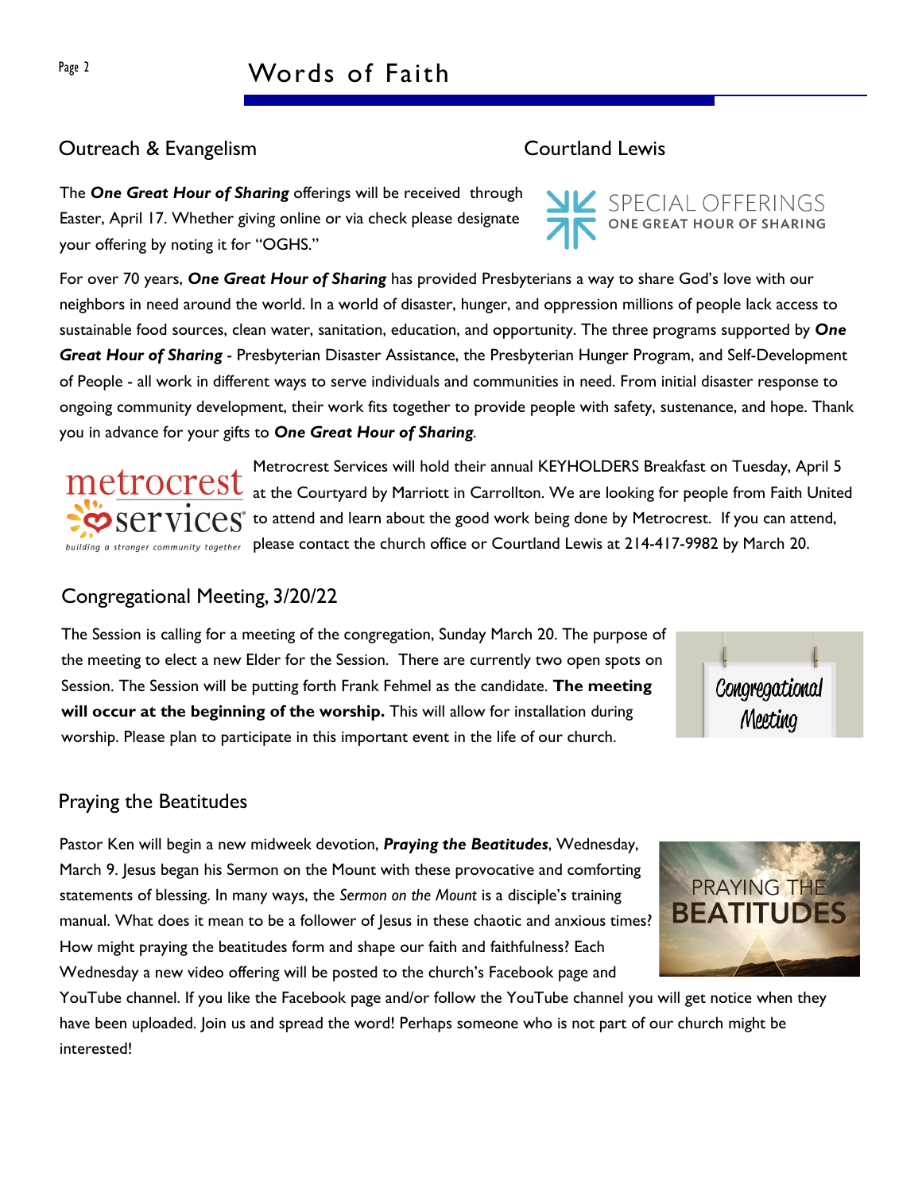## Outreach & Evangelism

Courtland Lewis

The ***One Great Hour of Sharing*** offerings will be received through Easter, April 17. Whether giving online or via check please designate your offering by noting it for "OGHS."

For over 70 years, ***One Great Hour of Sharing*** has provided Presbyterians a way to share God's love with our neighbors in need around the world. In a world of disaster, hunger, and oppression millions of people lack access to sustainable food sources, clean water, sanitation, education, and opportunity. The three programs supported by ***One Great Hour of Sharing*** - Presbyterian Disaster Assistance, the Presbyterian Hunger Program, and Self-Development of People - all work in different ways to serve individuals and communities in need. From initial disaster response to ongoing community development, their work fits together to provide people with safety, sustenance, and hope. Thank you in advance for your gifts to ***One Great Hour of Sharing***.

Metrocrest Services will hold their annual KEYHOLDERS Breakfast on Tuesday, April 5 at the Courtyard by Marriott in Carrollton. We are looking for people from Faith United to attend and learn about the good work being done by Metrocrest. If you can attend, please contact the church office or Courtland Lewis at 214-417-9982 by March 20.

## Congregational Meeting, 3/20/22

The Session is calling for a meeting of the congregation, Sunday March 20. The purpose of the meeting to elect a new Elder for the Session. There are currently two open spots on Session. The Session will be putting forth Frank Fehmel as the candidate. **The meeting will occur at the beginning of the worship.** This will allow for installation during worship. Please plan to participate in this important event in the life of our church.

## Praying the Beatitudes

Pastor Ken will begin a new midweek devotion, ***Praying the Beatitudes***, Wednesday, March 9. Jesus began his Sermon on the Mount with these provocative and comforting statements of blessing. In many ways, the *Sermon on the Mount* is a disciple's training manual. What does it mean to be a follower of Jesus in these chaotic and anxious times? How might praying the beatitudes form and shape our faith and faithfulness? Each Wednesday a new video offering will be posted to the church's Facebook page and YouTube channel. If you like the Facebook page and/or follow the YouTube channel you will get notice when they have been uploaded. Join us and spread the word! Perhaps someone who is not part of our church might be interested!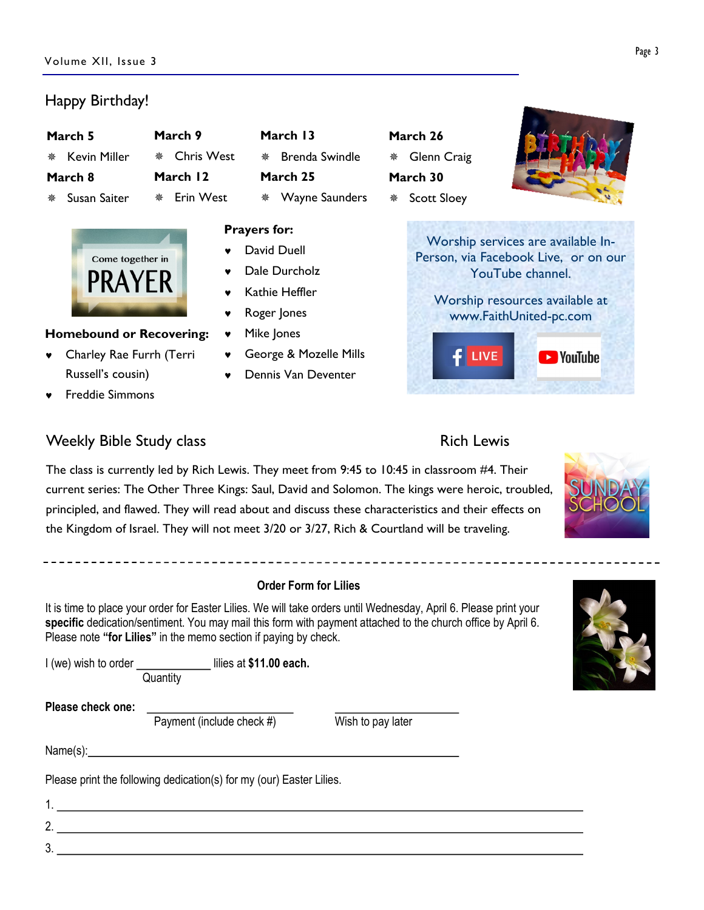## Happy Birthday!

**March 5**
- Kevin Miller

**March 8**
- Susan Saiter

**March 9**
- Chris West

**March 12**
- Erin West

**March 13**
- Brenda Swindle

**March 25**
- Wayne Saunders

**March 26**
- Glenn Craig

**March 30**
- Scott Sloey

Come together in PRAYER

**Homebound or Recovering:**

- Charley Rae Furrh (Terri Russell's cousin)
- Freddie Simmons

**Prayers for:**

- David Duell
- Dale Durcholz
- Kathie Heffler
- Roger Jones
- Mike Jones
- George & Mozelle Mills
- Dennis Van Deventer

Worship services are available In-Person, via Facebook Live, or on our YouTube channel.

Worship resources available at www.FaithUnited-pc.com

## Weekly Bible Study class

Rich Lewis

The class is currently led by Rich Lewis. They meet from 9:45 to 10:45 in classroom #4. Their current series: The Other Three Kings: Saul, David and Solomon. The kings were heroic, troubled, principled, and flawed. They will read about and discuss these characteristics and their effects on the Kingdom of Israel. They will not meet 3/20 or 3/27, Rich & Courtland will be traveling.

---

### Order Form for Lilies

It is time to place your order for Easter Lilies. We will take orders until Wednesday, April 6. Please print your **specific** dedication/sentiment. You may mail this form with payment attached to the church office by April 6. Please note **"for Lilies"** in the memo section if paying by check.

I (we) wish to order ____________ lilies at **$11.00 each.**
Quantity

**Please check one:** ________________________ Payment (include check #) ____________________ Wish to pay later

Name(s):______________________________________________________________

Please print the following dedication(s) for my (our) Easter Lilies.

1. ______________________________________________________________________
2. ______________________________________________________________________
3. ______________________________________________________________________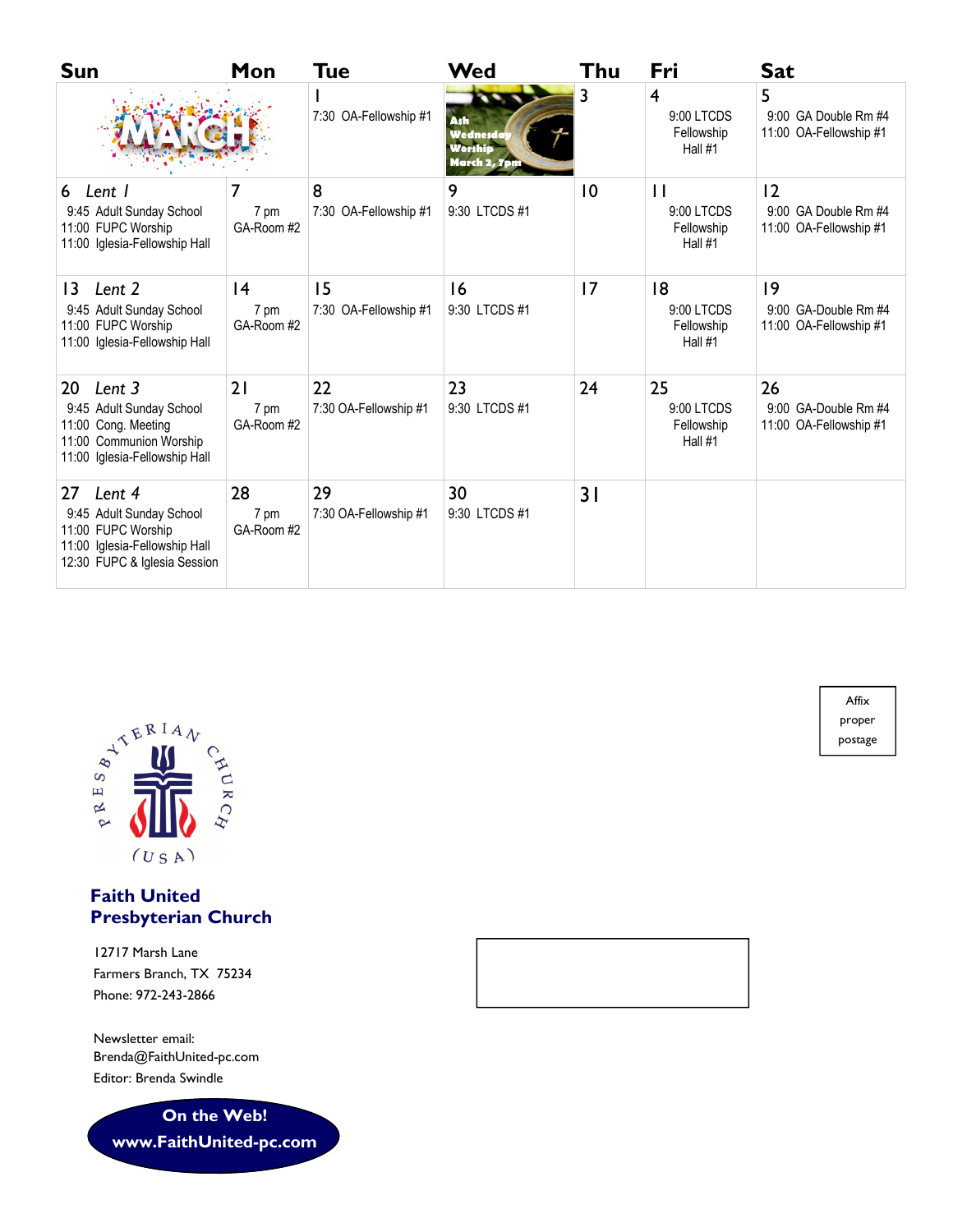| Sun | Mon | Tue | Wed | Thu | Fri | Sat |
|---|---|---|---|---|---|---|
| MARCH | | 1<br>7:30 OA-Fellowship #1 | Ash Wednesday Worship March 2, 7pm | 3 | 4<br>9:00 LTCDS Fellowship Hall #1 | 5<br>9:00 GA Double Rm #4<br>11:00 OA-Fellowship #1 |
| 6 *Lent 1*<br>9:45 Adult Sunday School<br>11:00 FUPC Worship<br>11:00 Iglesia-Fellowship Hall | 7<br>7 pm GA-Room #2 | 8<br>7:30 OA-Fellowship #1 | 9<br>9:30 LTCDS #1 | 10 | 11<br>9:00 LTCDS Fellowship Hall #1 | 12<br>9:00 GA Double Rm #4<br>11:00 OA-Fellowship #1 |
| 13 *Lent 2*<br>9:45 Adult Sunday School<br>11:00 FUPC Worship<br>11:00 Iglesia-Fellowship Hall | 14<br>7 pm GA-Room #2 | 15<br>7:30 OA-Fellowship #1 | 16<br>9:30 LTCDS #1 | 17 | 18<br>9:00 LTCDS Fellowship Hall #1 | 19<br>9:00 GA-Double Rm #4<br>11:00 OA-Fellowship #1 |
| 20 *Lent 3*<br>9:45 Adult Sunday School<br>11:00 Cong. Meeting<br>11:00 Communion Worship<br>11:00 Iglesia-Fellowship Hall | 21<br>7 pm GA-Room #2 | 22<br>7:30 OA-Fellowship #1 | 23<br>9:30 LTCDS #1 | 24 | 25<br>9:00 LTCDS Fellowship Hall #1 | 26<br>9:00 GA-Double Rm #4<br>11:00 OA-Fellowship #1 |
| 27 *Lent 4*<br>9:45 Adult Sunday School<br>11:00 FUPC Worship<br>11:00 Iglesia-Fellowship Hall<br>12:30 FUPC & Iglesia Session | 28<br>7 pm GA-Room #2 | 29<br>7:30 OA-Fellowship #1 | 30<br>9:30 LTCDS #1 | 31 | | |

Affix proper postage

PRESBYTERIAN CHURCH (USA)

**Faith United Presbyterian Church**

12717 Marsh Lane
Farmers Branch, TX 75234
Phone: 972-243-2866

Newsletter email:
Brenda@FaithUnited-pc.com
Editor: Brenda Swindle

**On the Web!**
**www.FaithUnited-pc.com**